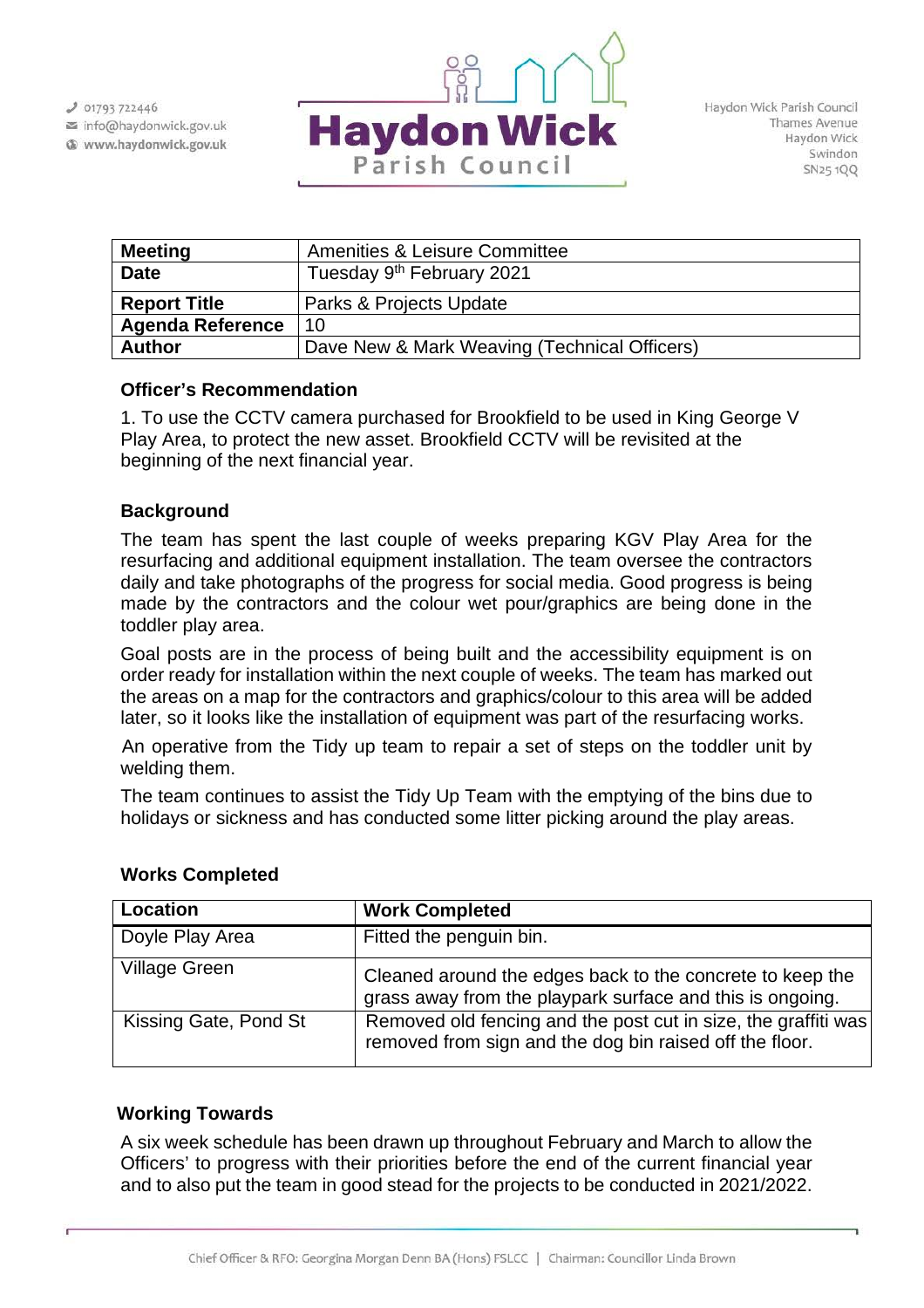01793 722446
info@haydonwick.gov.uk
www.haydonwick.gov.uk

**Haydon Wick**
Parish Council

Haydon Wick Parish Council
Thames Avenue
Haydon Wick
Swindon
SN25 1QQ

| **Meeting** | Amenities & Leisure Committee |
|---|---|
| **Date** | Tuesday 9th February 2021 |
| **Report Title** | Parks & Projects Update |
| **Agenda Reference** | 10 |
| **Author** | Dave New & Mark Weaving (Technical Officers) |

### Officer's Recommendation

1. To use the CCTV camera purchased for Brookfield to be used in King George V Play Area, to protect the new asset. Brookfield CCTV will be revisited at the beginning of the next financial year.

### Background

The team has spent the last couple of weeks preparing KGV Play Area for the resurfacing and additional equipment installation. The team oversee the contractors daily and take photographs of the progress for social media. Good progress is being made by the contractors and the colour wet pour/graphics are being done in the toddler play area.

Goal posts are in the process of being built and the accessibility equipment is on order ready for installation within the next couple of weeks. The team has marked out the areas on a map for the contractors and graphics/colour to this area will be added later, so it looks like the installation of equipment was part of the resurfacing works.

An operative from the Tidy up team to repair a set of steps on the toddler unit by welding them.

The team continues to assist the Tidy Up Team with the emptying of the bins due to holidays or sickness and has conducted some litter picking around the play areas.

### Works Completed

| Location | Work Completed |
|---|---|
| Doyle Play Area | Fitted the penguin bin. |
| Village Green | Cleaned around the edges back to the concrete to keep the grass away from the playpark surface and this is ongoing. |
| Kissing Gate, Pond St | Removed old fencing and the post cut in size, the graffiti was removed from sign and the dog bin raised off the floor. |

### Working Towards

A six week schedule has been drawn up throughout February and March to allow the Officers' to progress with their priorities before the end of the current financial year and to also put the team in good stead for the projects to be conducted in 2021/2022.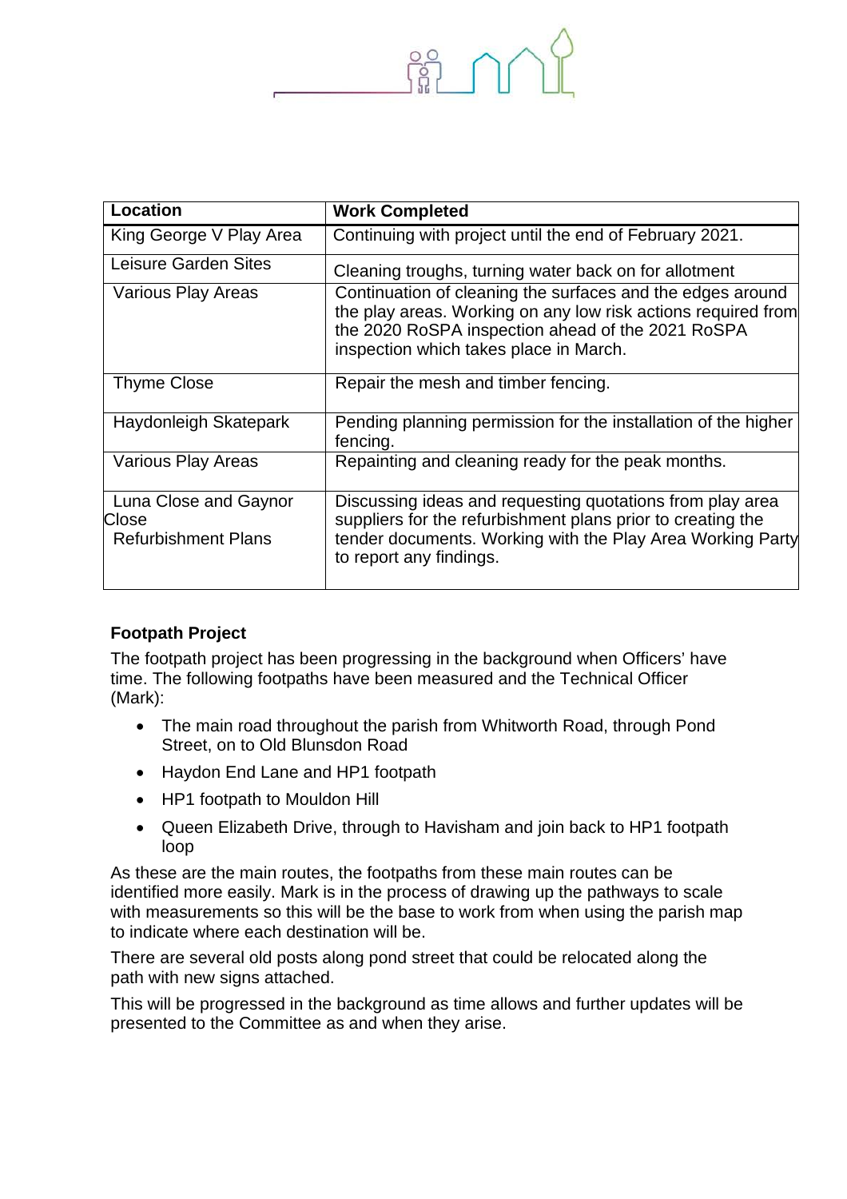| Location | Work Completed |
|---|---|
| King George V Play Area | Continuing with project until the end of February 2021. |
| Leisure Garden Sites | Cleaning troughs, turning water back on for allotment |
| Various Play Areas | Continuation of cleaning the surfaces and the edges around the play areas. Working on any low risk actions required from the 2020 RoSPA inspection ahead of the 2021 RoSPA inspection which takes place in March. |
| Thyme Close | Repair the mesh and timber fencing. |
| Haydonleigh Skatepark | Pending planning permission for the installation of the higher fencing. |
| Various Play Areas | Repainting and cleaning ready for the peak months. |
| Luna Close and Gaynor Close Refurbishment Plans | Discussing ideas and requesting quotations from play area suppliers for the refurbishment plans prior to creating the tender documents. Working with the Play Area Working Party to report any findings. |

**Footpath Project**

The footpath project has been progressing in the background when Officers' have time. The following footpaths have been measured and the Technical Officer (Mark):

- The main road throughout the parish from Whitworth Road, through Pond Street, on to Old Blunsdon Road
- Haydon End Lane and HP1 footpath
- HP1 footpath to Mouldon Hill
- Queen Elizabeth Drive, through to Havisham and join back to HP1 footpath loop

As these are the main routes, the footpaths from these main routes can be identified more easily. Mark is in the process of drawing up the pathways to scale with measurements so this will be the base to work from when using the parish map to indicate where each destination will be.

There are several old posts along pond street that could be relocated along the path with new signs attached.

This will be progressed in the background as time allows and further updates will be presented to the Committee as and when they arise.